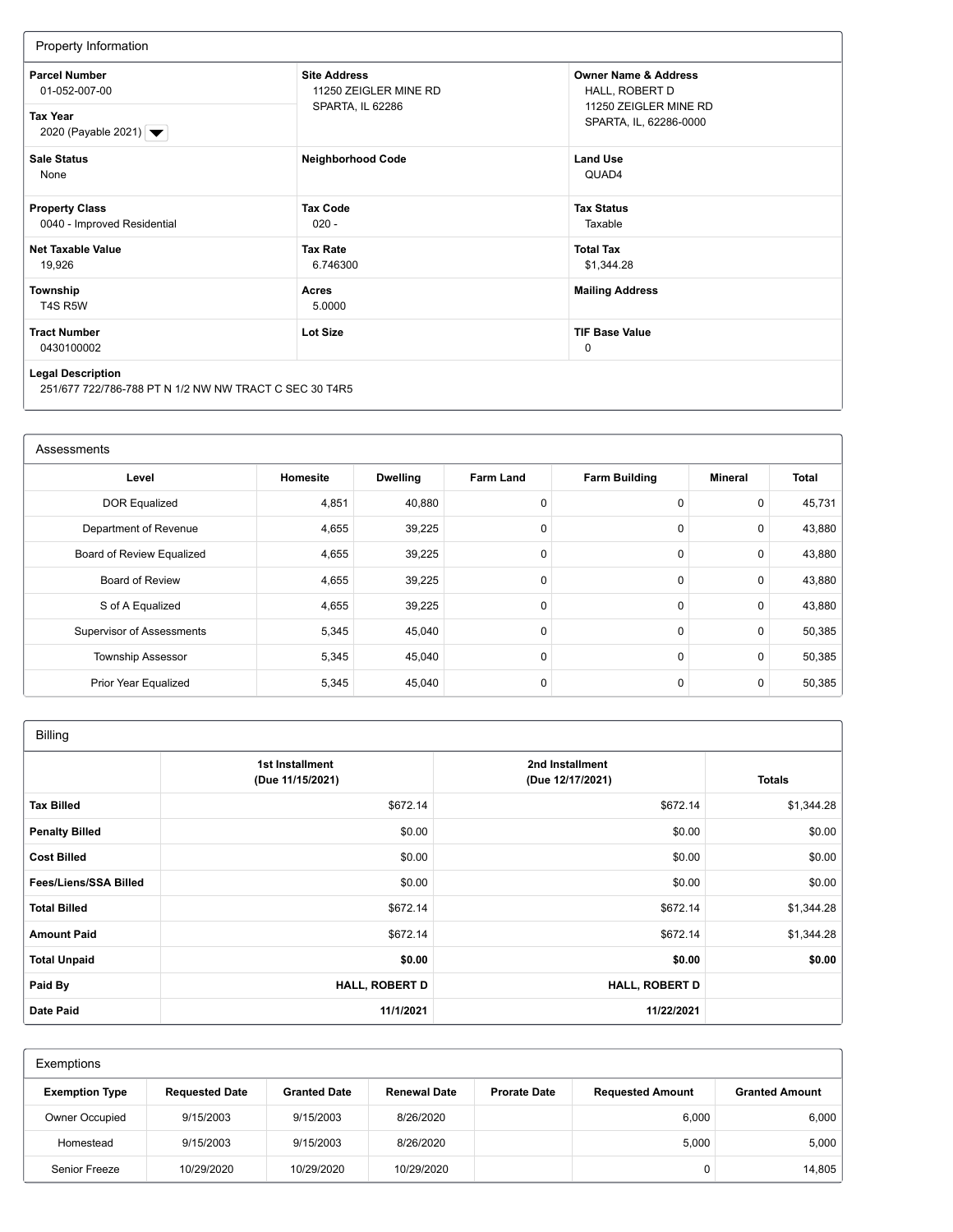## Property Information

| Field | Value | Field | Value | Field | Value |
|---|---|---|---|---|---|
| **Parcel Number** | 01-052-007-00 | **Site Address** | 11250 ZEIGLER MINE RD SPARTA, IL 62286 | **Owner Name & Address** | HALL, ROBERT D 11250 ZEIGLER MINE RD SPARTA, IL, 62286-0000 |
| **Tax Year** | 2020 (Payable 2021) | | | | |
| **Sale Status** | None | **Neighborhood Code** | | **Land Use** | QUAD4 |
| **Property Class** | 0040 - Improved Residential | **Tax Code** | 020 - | **Tax Status** | Taxable |
| **Net Taxable Value** | 19,926 | **Tax Rate** | 6.746300 | **Total Tax** | $1,344.28 |
| **Township** | T4S R5W | **Acres** | 5.0000 | **Mailing Address** | |
| **Tract Number** | 0430100002 | **Lot Size** | | **TIF Base Value** | 0 |

**Legal Description**
251/677 722/786-788 PT N 1/2 NW NW TRACT C SEC 30 T4R5

## Assessments

| Level | Homesite | Dwelling | Farm Land | Farm Building | Mineral | Total |
|---|---|---|---|---|---|---|
| DOR Equalized | 4,851 | 40,880 | 0 | 0 | 0 | 45,731 |
| Department of Revenue | 4,655 | 39,225 | 0 | 0 | 0 | 43,880 |
| Board of Review Equalized | 4,655 | 39,225 | 0 | 0 | 0 | 43,880 |
| Board of Review | 4,655 | 39,225 | 0 | 0 | 0 | 43,880 |
| S of A Equalized | 4,655 | 39,225 | 0 | 0 | 0 | 43,880 |
| Supervisor of Assessments | 5,345 | 45,040 | 0 | 0 | 0 | 50,385 |
| Township Assessor | 5,345 | 45,040 | 0 | 0 | 0 | 50,385 |
| Prior Year Equalized | 5,345 | 45,040 | 0 | 0 | 0 | 50,385 |

## Billing

| | 1st Installment (Due 11/15/2021) | 2nd Installment (Due 12/17/2021) | Totals |
|---|---|---|---|
| **Tax Billed** | $672.14 | $672.14 | $1,344.28 |
| **Penalty Billed** | $0.00 | $0.00 | $0.00 |
| **Cost Billed** | $0.00 | $0.00 | $0.00 |
| **Fees/Liens/SSA Billed** | $0.00 | $0.00 | $0.00 |
| **Total Billed** | $672.14 | $672.14 | $1,344.28 |
| **Amount Paid** | $672.14 | $672.14 | $1,344.28 |
| **Total Unpaid** | **$0.00** | **$0.00** | **$0.00** |
| **Paid By** | **HALL, ROBERT D** | **HALL, ROBERT D** | |
| **Date Paid** | **11/1/2021** | **11/22/2021** | |

## Exemptions

| Exemption Type | Requested Date | Granted Date | Renewal Date | Prorate Date | Requested Amount | Granted Amount |
|---|---|---|---|---|---|---|
| Owner Occupied | 9/15/2003 | 9/15/2003 | 8/26/2020 | | 6,000 | 6,000 |
| Homestead | 9/15/2003 | 9/15/2003 | 8/26/2020 | | 5,000 | 5,000 |
| Senior Freeze | 10/29/2020 | 10/29/2020 | 10/29/2020 | | 0 | 14,805 |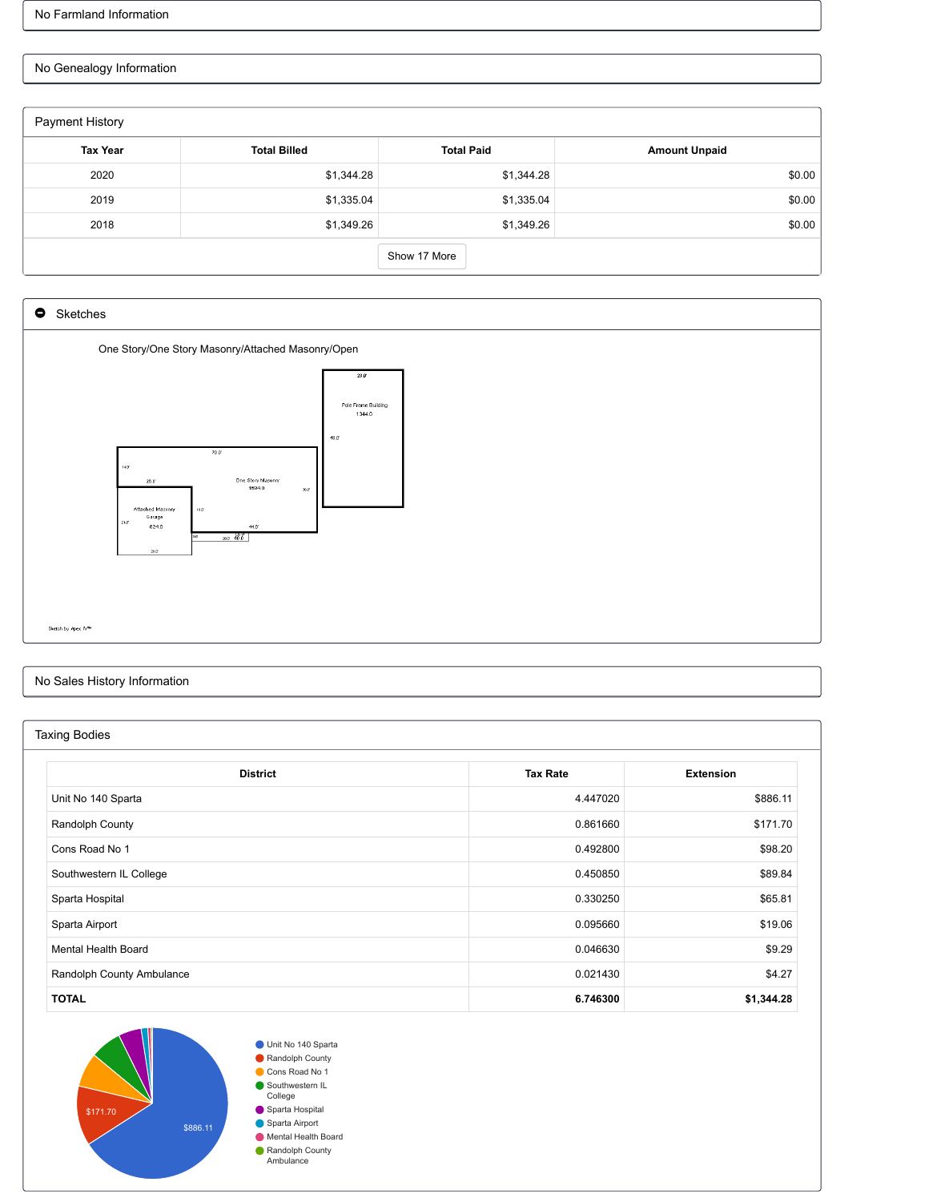No Farmland Information

No Genealogy Information

## Payment History

| Tax Year | Total Billed | Total Paid | Amount Unpaid |
|---|---|---|---|
| 2020 | $1,344.28 | $1,344.28 | $0.00 |
| 2019 | $1,335.04 | $1,335.04 | $0.00 |
| 2018 | $1,349.26 | $1,349.26 | $0.00 |

Show 17 More

## Sketches

One Story/One Story Masonry/Attached Masonry/Open

Sketch by Apex IV™

No Sales History Information

## Taxing Bodies

| District | Tax Rate | Extension |
|---|---|---|
| Unit No 140 Sparta | 4.447020 | $886.11 |
| Randolph County | 0.861660 | $171.70 |
| Cons Road No 1 | 0.492800 | $98.20 |
| Southwestern IL College | 0.450850 | $89.84 |
| Sparta Hospital | 0.330250 | $65.81 |
| Sparta Airport | 0.095660 | $19.06 |
| Mental Health Board | 0.046630 | $9.29 |
| Randolph County Ambulance | 0.021430 | $4.27 |
| **TOTAL** | **6.746300** | **$1,344.28** |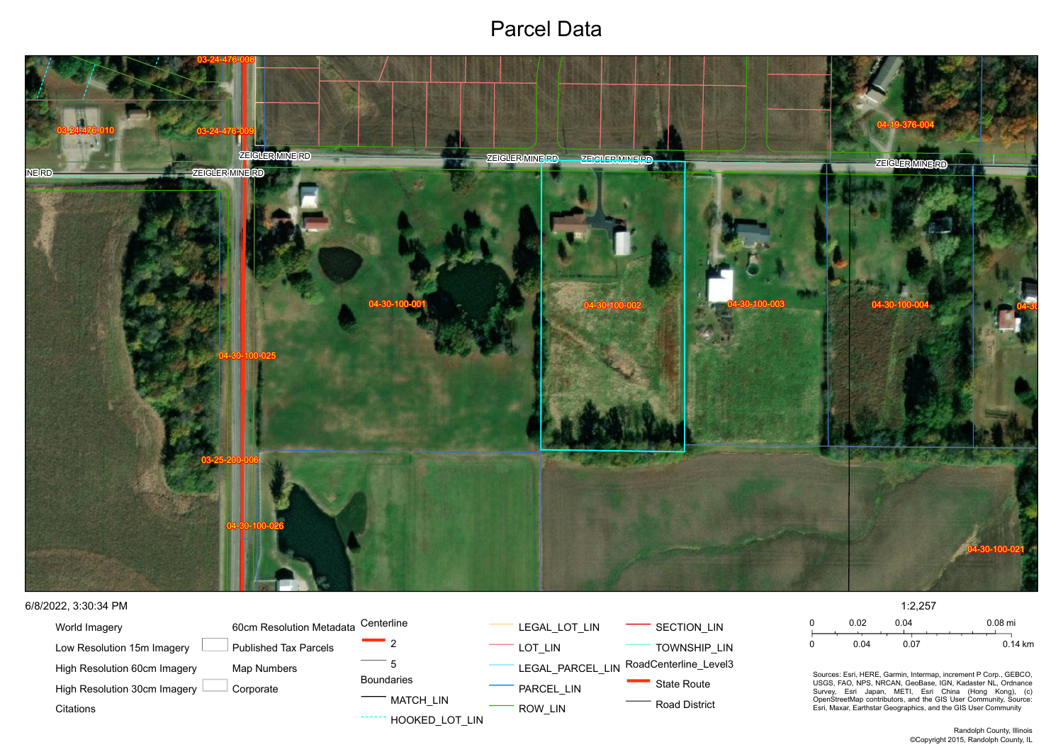# Parcel Data

03-24-476-008

03-24-476-010

03-24-476-009

04-19-376-004

ZEIGLER MINE RD

ZEIGLER MINE RD

ZEIGLER MINE RD

ZEIGLER MINE RD

NE RD

ZEIGLER MINE RD

04-30-100-001

04-30-100-002

04-30-100-003

04-30-100-004

04-30-100-025

03-25-200-006

04-30-100-026

04-30-100-021

6/8/2022, 3:30:34 PM

World Imagery

Low Resolution 15m Imagery

High Resolution 60cm Imagery

High Resolution 30cm Imagery

Citations

60cm Resolution Metadata

Published Tax Parcels

Map Numbers

Corporate

Centerline

2

5

Boundaries

MATCH_LIN

HOOKED_LOT_LIN

LEGAL_LOT_LIN

LOT_LIN

LEGAL_PARCEL_LIN

PARCEL_LIN

ROW_LIN

SECTION_LIN

TOWNSHIP_LIN

RoadCenterline_Level3

State Route

Road District

1:2,257

0 0.02 0.04 0.08 mi

0 0.04 0.07 0.14 km

Sources: Esri, HERE, Garmin, Intermap, increment P Corp., GEBCO, USGS, FAO, NPS, NRCAN, GeoBase, IGN, Kadaster NL, Ordnance Survey, Esri Japan, METI, Esri China (Hong Kong), (c) OpenStreetMap contributors, and the GIS User Community, Source: Esri, Maxar, Earthstar Geographics, and the GIS User Community

Randolph County, Illinois
©Copyright 2015, Randolph County, IL